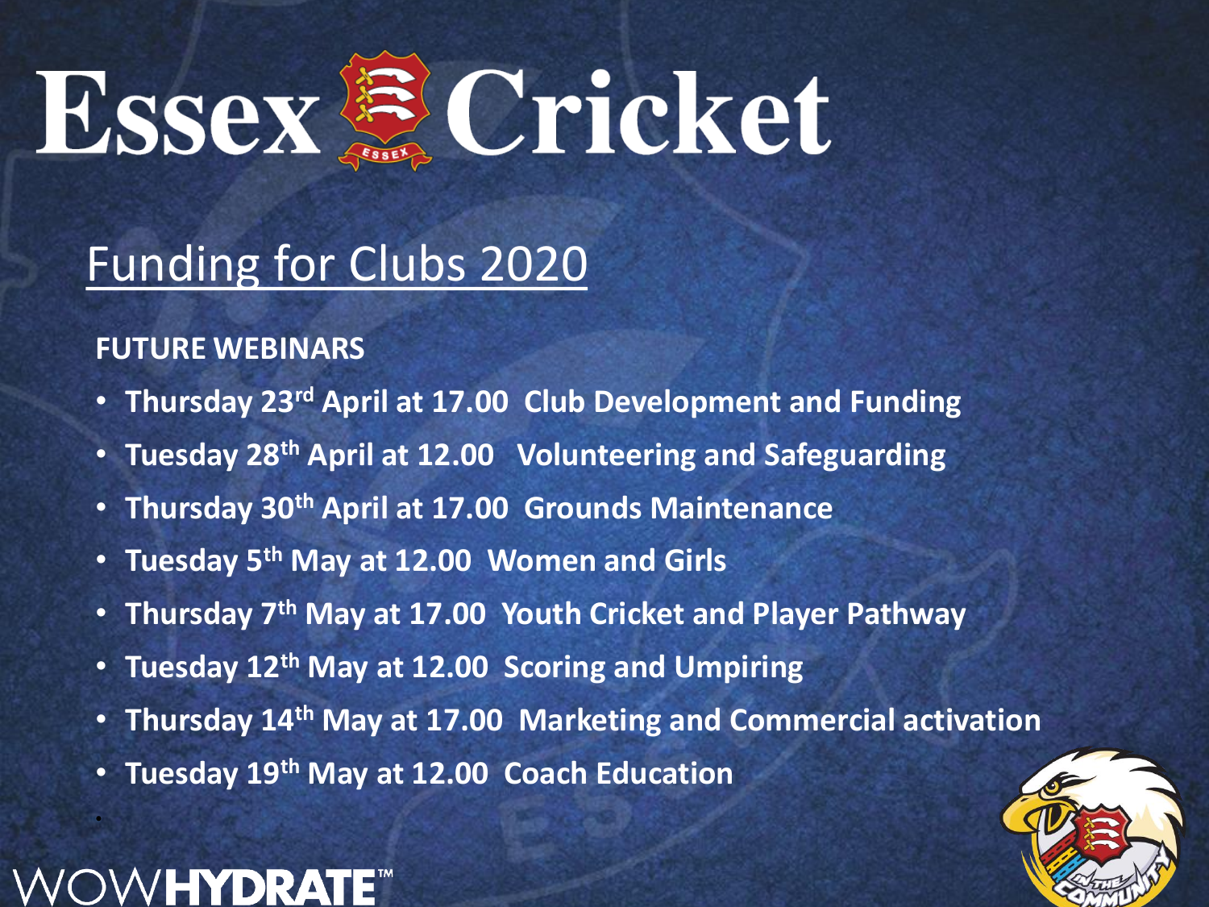# Essex Cricket

## Funding for Clubs 2020

**FUTURE WEBINARS**

- **Thursday 23rd April at 17.00 Club Development and Funding**
- **Tuesday 28th April at 12.00 Volunteering and Safeguarding**
- **Thursday 30th April at 17.00 Grounds Maintenance**
- **Tuesday 5th May at 12.00 Women and Girls**
- **Thursday 7th May at 17.00 Youth Cricket and Player Pathway**
- **Tuesday 12th May at 12.00 Scoring and Umpiring**
- **Thursday 14th May at 17.00 Marketing and Commercial activation**
- **Tuesday 19th May at 12.00 Coach Education**

WOWHYDRATE™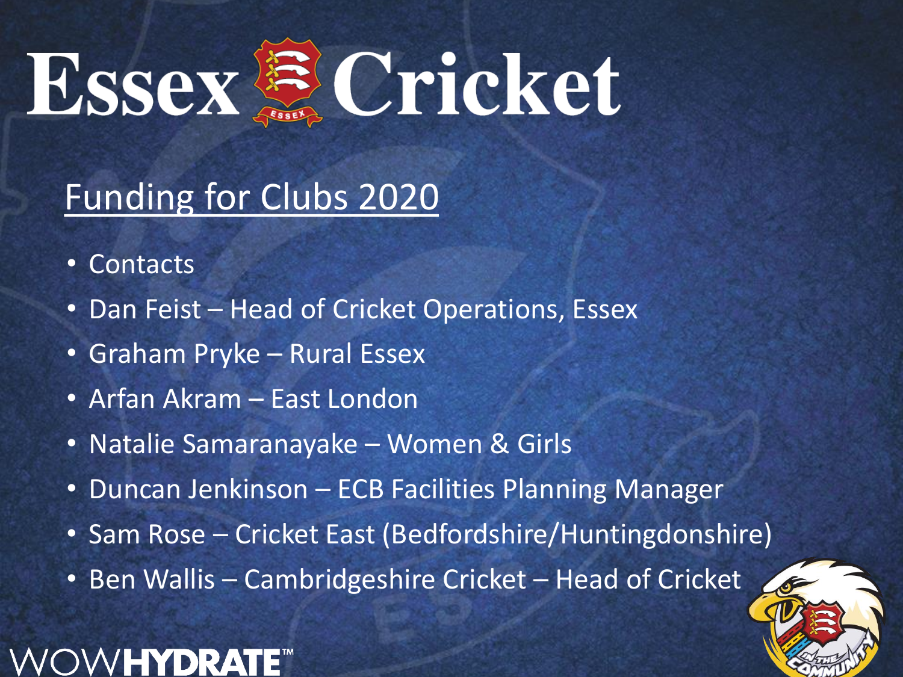# Essex Cricket

## Funding for Clubs 2020

- Contacts
- Dan Feist – Head of Cricket Operations, Essex
- Graham Pryke – Rural Essex
- Arfan Akram – East London
- Natalie Samaranayake – Women & Girls
- Duncan Jenkinson – ECB Facilities Planning Manager
- Sam Rose – Cricket East (Bedfordshire/Huntingdonshire)
- Ben Wallis – Cambridgeshire Cricket – Head of Cricket

WOWHYDRATE™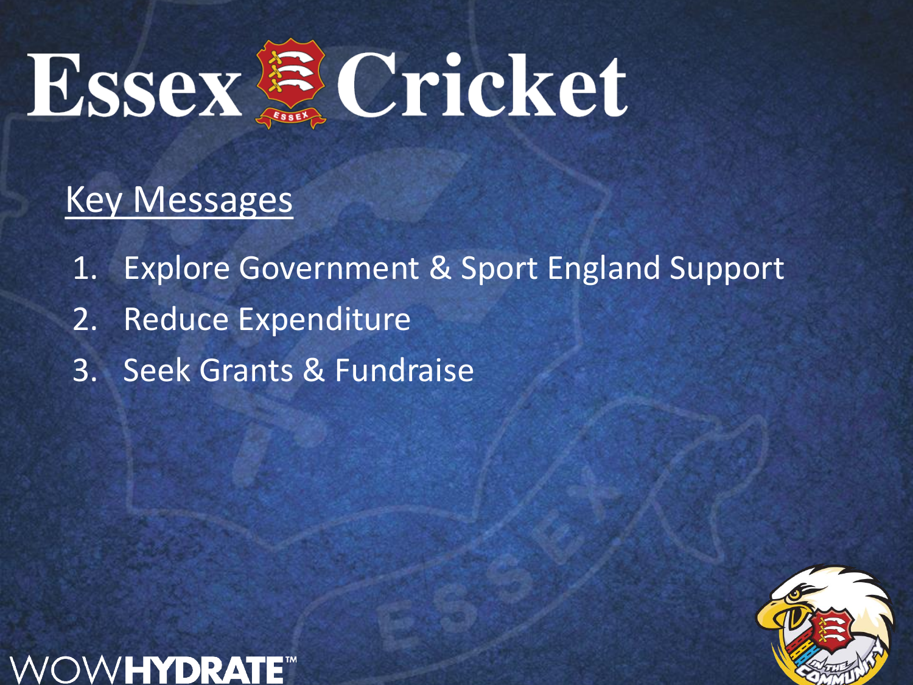# Essex Cricket

## Key Messages

1. Explore Government & Sport England Support
2. Reduce Expenditure
3. Seek Grants & Fundraise

WOWHYDRATE™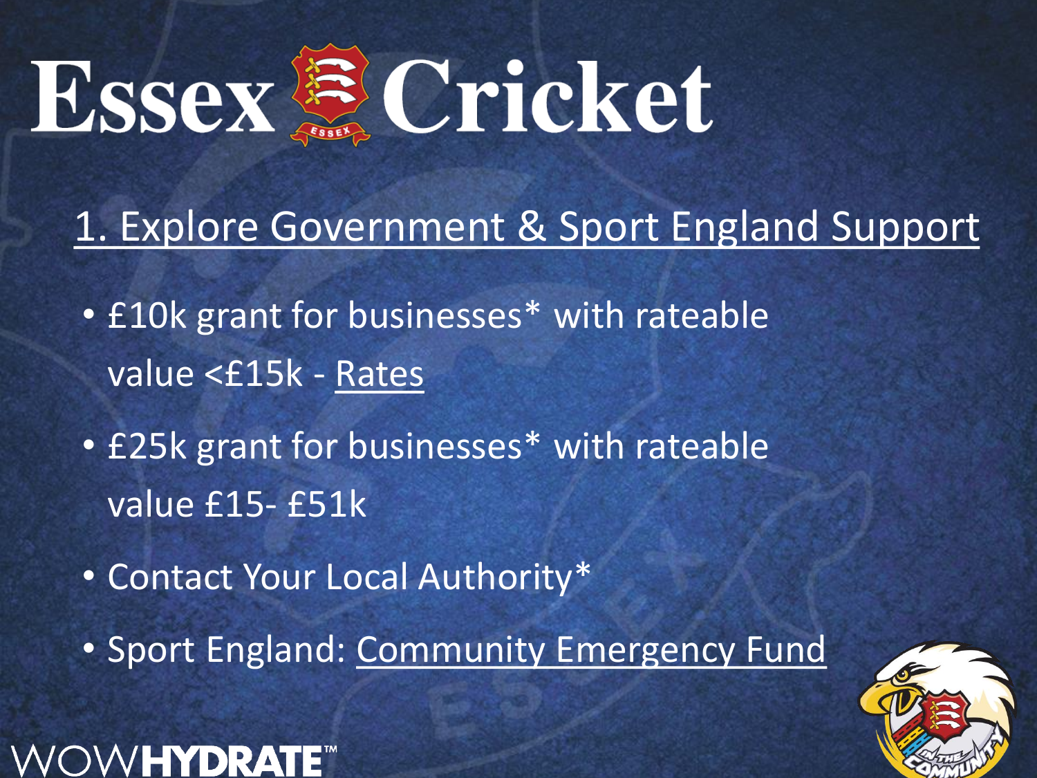# Essex Cricket

## 1. Explore Government & Sport England Support

- £10k grant for businesses* with rateable value <£15k - Rates
- £25k grant for businesses* with rateable value £15- £51k
- Contact Your Local Authority*
- Sport England: Community Emergency Fund

WOWHYDRATE™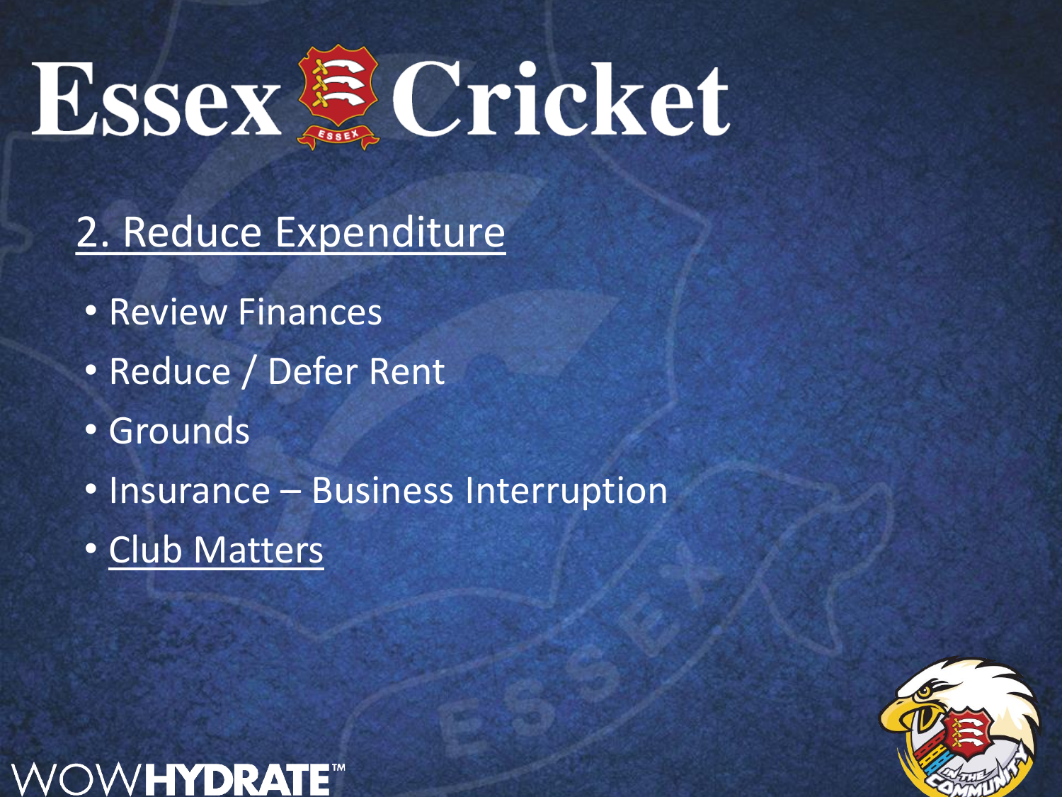# Essex Cricket

## 2. Reduce Expenditure

- Review Finances
- Reduce / Defer Rent
- Grounds
- Insurance – Business Interruption
- Club Matters

WOWHYDRATE™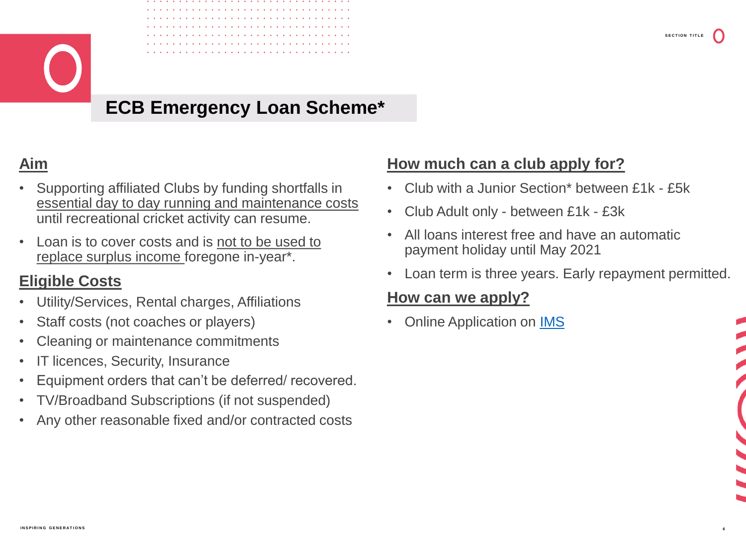# ECB Emergency Loan Scheme*

## Aim

- Supporting affiliated Clubs by funding shortfalls in essential day to day running and maintenance costs until recreational cricket activity can resume.
- Loan is to cover costs and is not to be used to replace surplus income foregone in-year*.

## Eligible Costs

- Utility/Services, Rental charges, Affiliations
- Staff costs (not coaches or players)
- Cleaning or maintenance commitments
- IT licences, Security, Insurance
- Equipment orders that can't be deferred/ recovered.
- TV/Broadband Subscriptions (if not suspended)
- Any other reasonable fixed and/or contracted costs

## How much can a club apply for?

- Club with a Junior Section* between £1k - £5k
- Club Adult only - between £1k - £3k
- All loans interest free and have an automatic payment holiday until May 2021
- Loan term is three years. Early repayment permitted.

## How can we apply?

- Online Application on IMS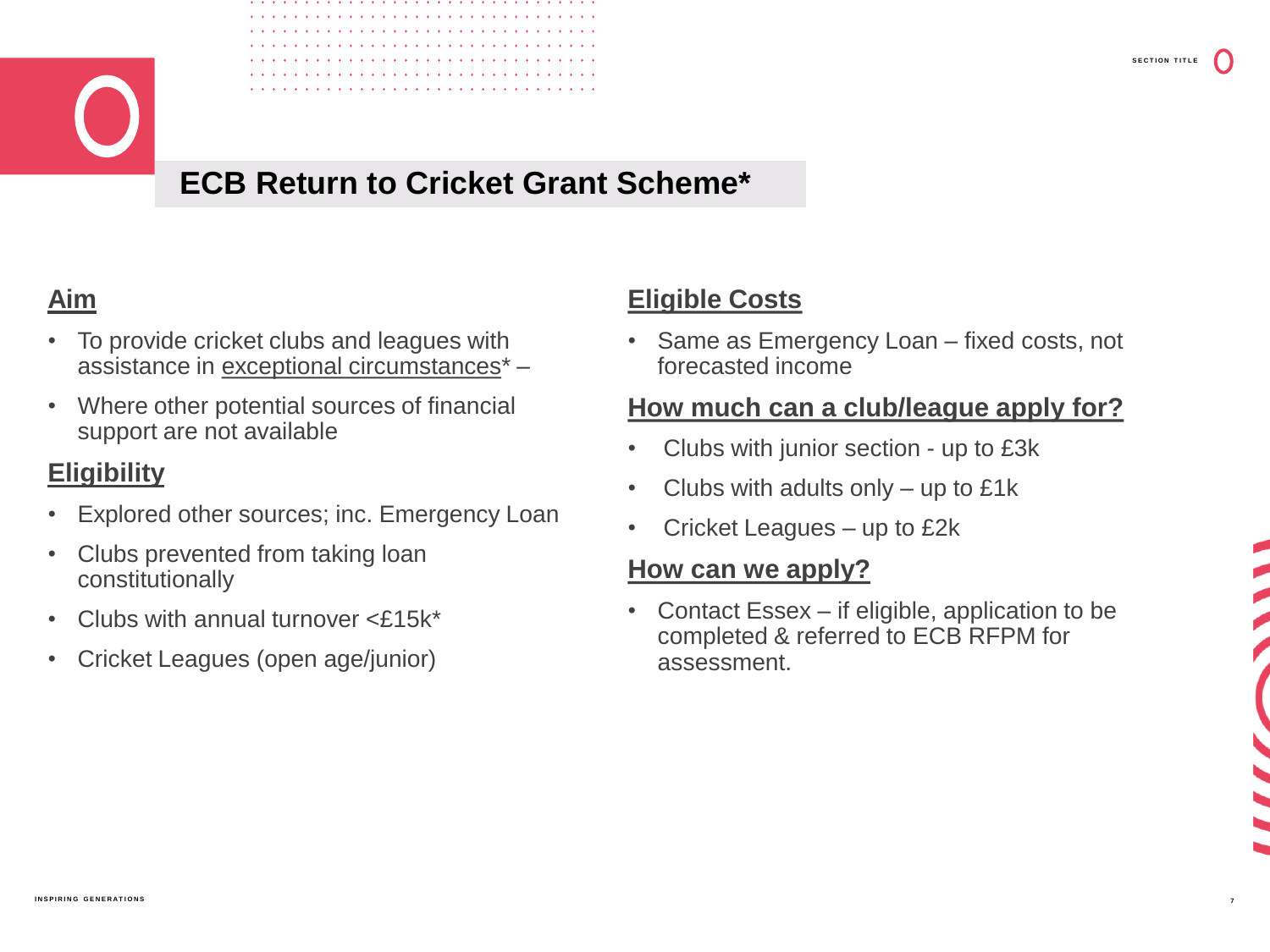# ECB Return to Cricket Grant Scheme*

## Aim

- To provide cricket clubs and leagues with assistance in exceptional circumstances* –
- Where other potential sources of financial support are not available

## Eligibility

- Explored other sources; inc. Emergency Loan
- Clubs prevented from taking loan constitutionally
- Clubs with annual turnover <£15k*
- Cricket Leagues (open age/junior)

## Eligible Costs

- Same as Emergency Loan – fixed costs, not forecasted income

## How much can a club/league apply for?

- Clubs with junior section - up to £3k
- Clubs with adults only – up to £1k
- Cricket Leagues – up to £2k

## How can we apply?

- Contact Essex – if eligible, application to be completed & referred to ECB RFPM for assessment.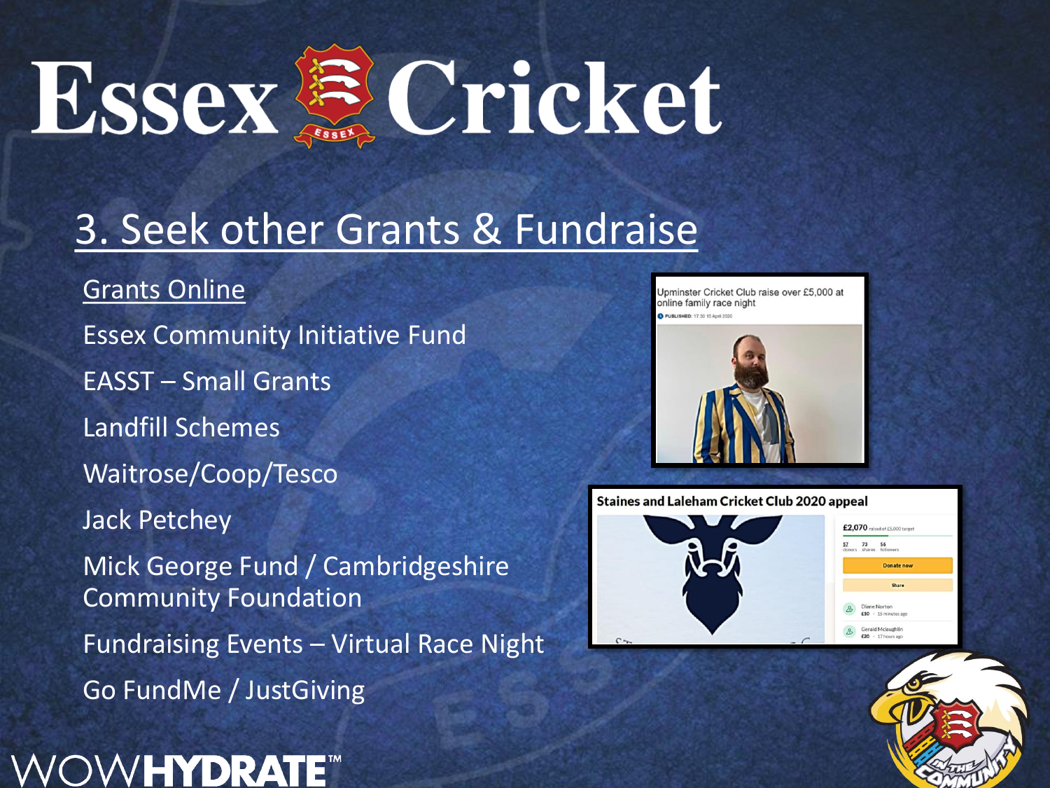# Essex Cricket

## 3. Seek other Grants & Fundraise

Grants Online

Essex Community Initiative Fund

EASST – Small Grants

Landfill Schemes

Waitrose/Coop/Tesco

Jack Petchey

Mick George Fund / Cambridgeshire Community Foundation

Fundraising Events – Virtual Race Night

Go FundMe / JustGiving

Upminster Cricket Club raise over £5,000 at online family race night

Staines and Laleham Cricket Club 2020 appeal

WOWHYDRATE™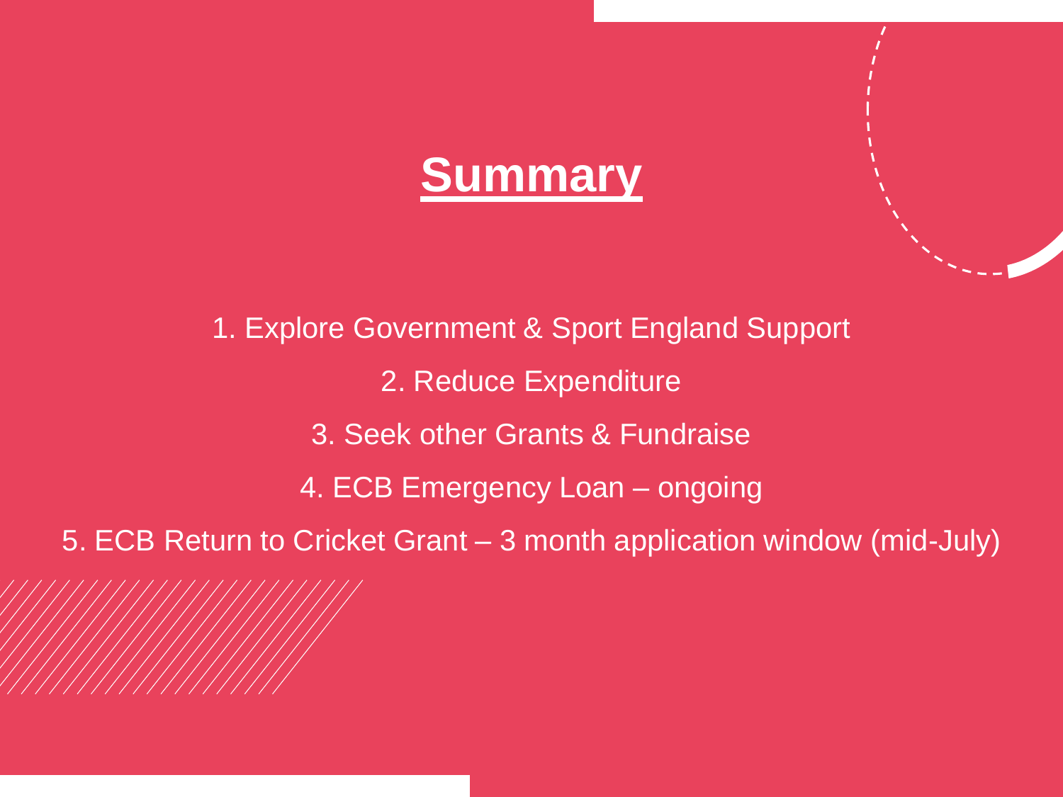# Summary

1. Explore Government & Sport England Support
2. Reduce Expenditure
3. Seek other Grants & Fundraise
4. ECB Emergency Loan – ongoing
5. ECB Return to Cricket Grant – 3 month application window (mid-July)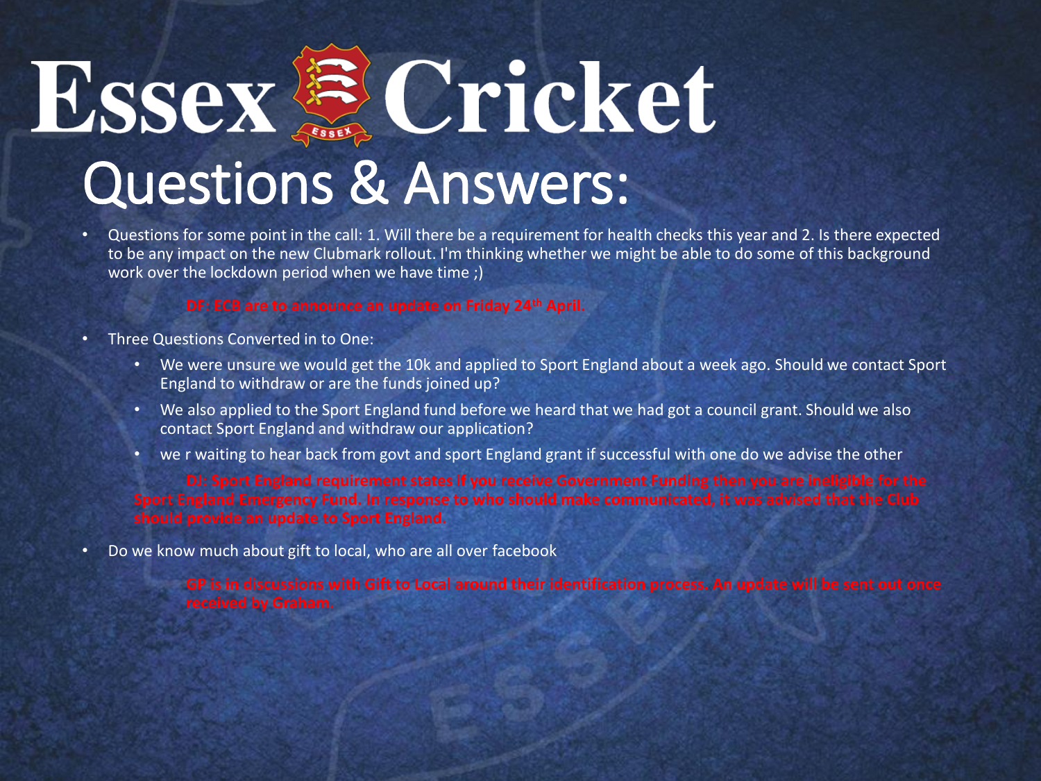# Essex Cricket

## Questions & Answers:

- Questions for some point in the call: 1. Will there be a requirement for health checks this year and 2. Is there expected to be any impact on the new Clubmark rollout. I'm thinking whether we might be able to do some of this background work over the lockdown period when we have time ;)

  **DF: ECB are to announce an update on Friday 24th April.**

- Three Questions Converted in to One:
  - We were unsure we would get the 10k and applied to Sport England about a week ago. Should we contact Sport England to withdraw or are the funds joined up?
  - We also applied to the Sport England fund before we heard that we had got a council grant. Should we also contact Sport England and withdraw our application?
  - we r waiting to hear back from govt and sport England grant if successful with one do we advise the other

  **DJ: Sport England requirement states if you receive Government Funding then you are ineligible for the Sport England Emergency Fund. In response to who should make communicated, it was advised that the Club should provide an update to Sport England.**

- Do we know much about gift to local, who are all over facebook

  **GP is in discussions with Gift to Local around their identification process. An update will be sent out once received by Graham.**